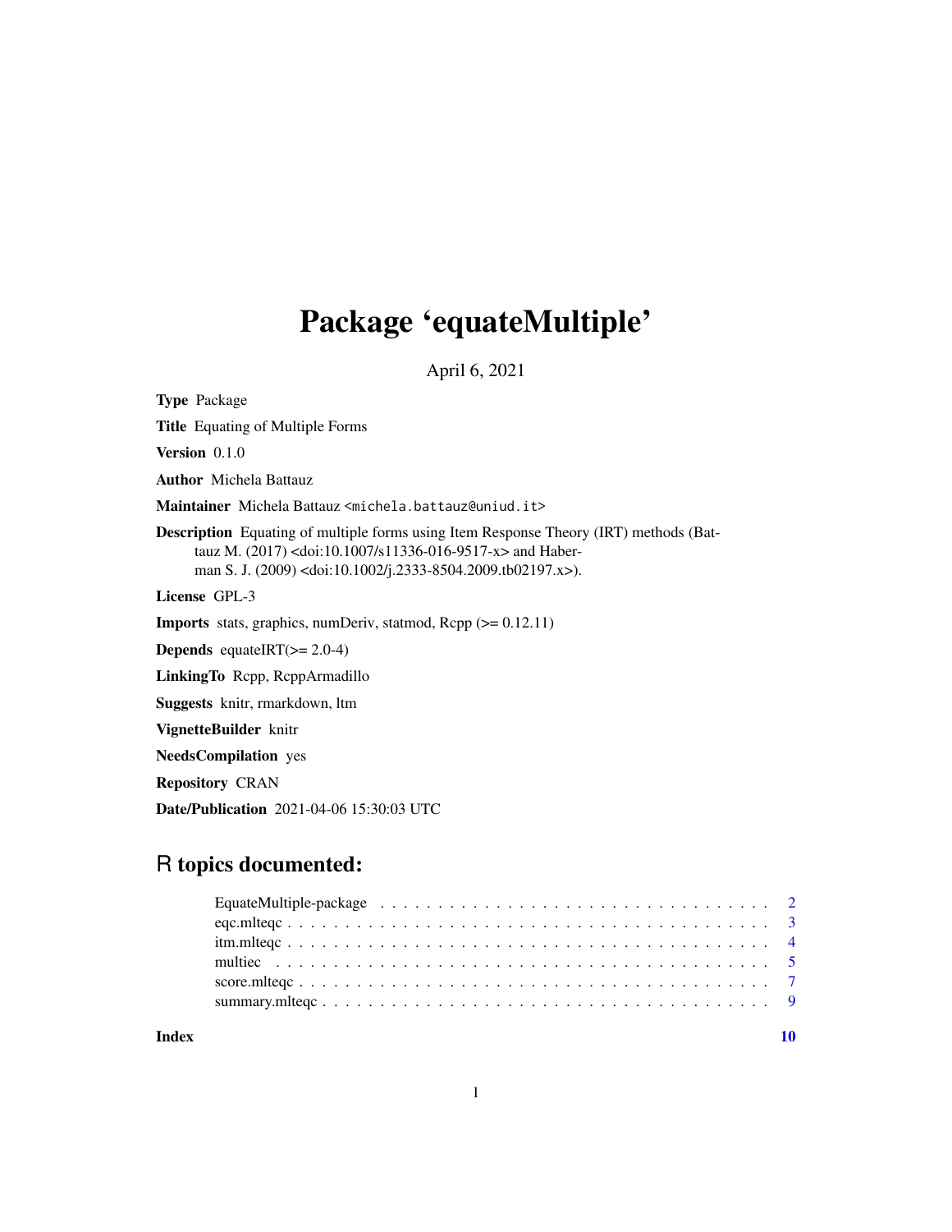# Package 'equateMultiple'

April 6, 2021

**Type** Package

**Title** Equating of Multiple Forms

**Version** 0.1.0

**Author** Michela Battauz

**Maintainer** Michela Battauz <michela.battauz@uniud.it>

**Description** Equating of multiple forms using Item Response Theory (IRT) methods (Battauz M. (2017) <doi:10.1007/s11336-016-9517-x> and Haberman S. J. (2009) <doi:10.1002/j.2333-8504.2009.tb02197.x>).

**License** GPL-3

**Imports** stats, graphics, numDeriv, statmod, Rcpp (>= 0.12.11)

**Depends** equateIRT(>= 2.0-4)

**LinkingTo** Rcpp, RcppArmadillo

**Suggests** knitr, rmarkdown, ltm

**VignetteBuilder** knitr

**NeedsCompilation** yes

**Repository** CRAN

**Date/Publication** 2021-04-06 15:30:03 UTC

## R topics documented:

- EquateMultiple-package . . . . . . . . . . . . . . . . . . . . . . . . . . . . . . . . . . 2
- eqc.mlteqc . . . . . . . . . . . . . . . . . . . . . . . . . . . . . . . . . . . . . . . . 3
- itm.mlteqc . . . . . . . . . . . . . . . . . . . . . . . . . . . . . . . . . . . . . . . . 4
- multiec . . . . . . . . . . . . . . . . . . . . . . . . . . . . . . . . . . . . . . . . . . 5
- score.mlteqc . . . . . . . . . . . . . . . . . . . . . . . . . . . . . . . . . . . . . . . 7
- summary.mlteqc . . . . . . . . . . . . . . . . . . . . . . . . . . . . . . . . . . . . . 9

**Index** 10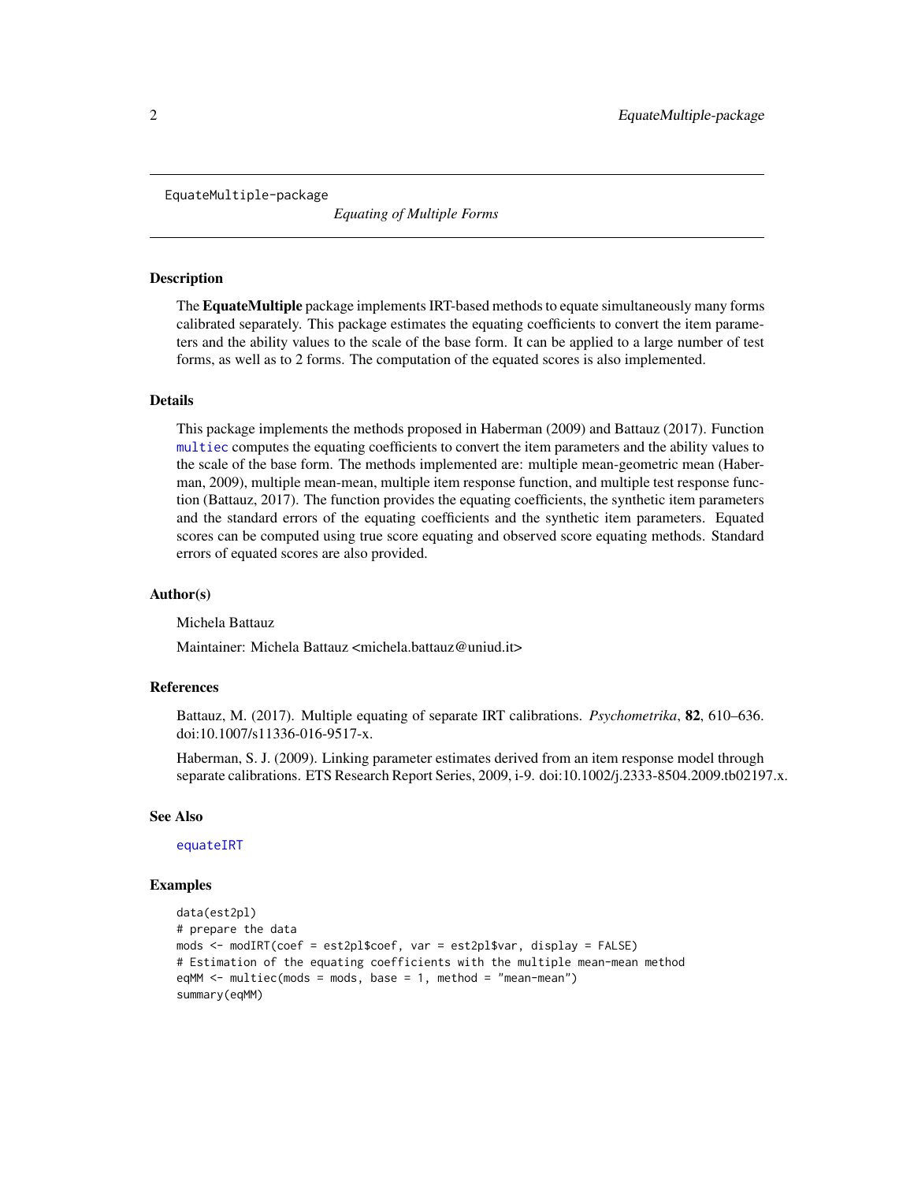EquateMultiple-package

*Equating of Multiple Forms*

## Description

The **EquateMultiple** package implements IRT-based methods to equate simultaneously many forms calibrated separately. This package estimates the equating coefficients to convert the item parameters and the ability values to the scale of the base form. It can be applied to a large number of test forms, as well as to 2 forms. The computation of the equated scores is also implemented.

## Details

This package implements the methods proposed in Haberman (2009) and Battauz (2017). Function `multiec` computes the equating coefficients to convert the item parameters and the ability values to the scale of the base form. The methods implemented are: multiple mean-geometric mean (Haberman, 2009), multiple mean-mean, multiple item response function, and multiple test response function (Battauz, 2017). The function provides the equating coefficients, the synthetic item parameters and the standard errors of the equating coefficients and the synthetic item parameters. Equated scores can be computed using true score equating and observed score equating methods. Standard errors of equated scores are also provided.

## Author(s)

Michela Battauz

Maintainer: Michela Battauz <michela.battauz@uniud.it>

## References

Battauz, M. (2017). Multiple equating of separate IRT calibrations. *Psychometrika*, **82**, 610–636. doi:10.1007/s11336-016-9517-x.

Haberman, S. J. (2009). Linking parameter estimates derived from an item response model through separate calibrations. ETS Research Report Series, 2009, i-9. doi:10.1002/j.2333-8504.2009.tb02197.x.

## See Also

`equateIRT`

## Examples

```
data(est2pl)
# prepare the data
mods <- modIRT(coef = est2pl$coef, var = est2pl$var, display = FALSE)
# Estimation of the equating coefficients with the multiple mean-mean method
eqMM <- multiec(mods = mods, base = 1, method = "mean-mean")
summary(eqMM)
```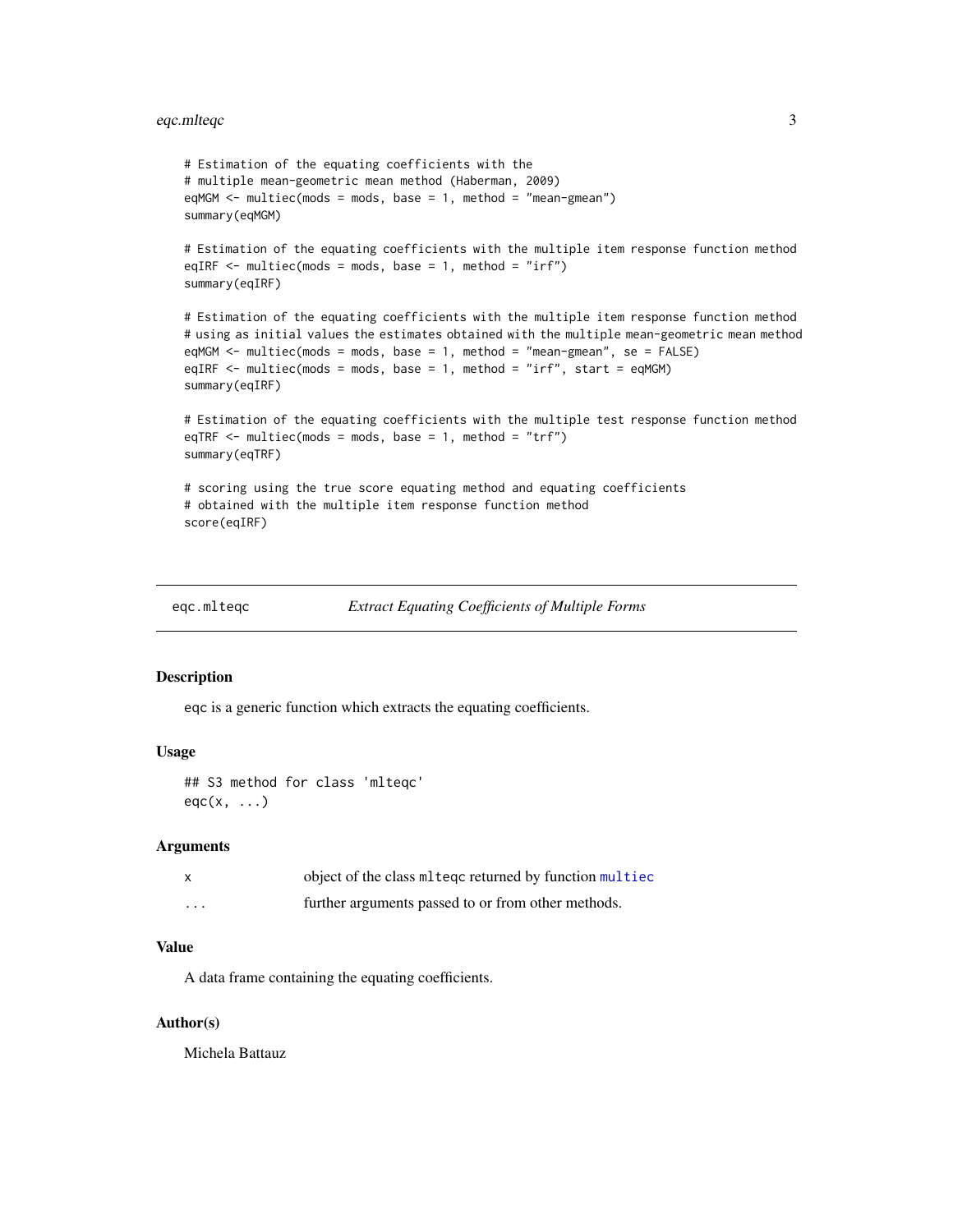```
# Estimation of the equating coefficients with the
# multiple mean-geometric mean method (Haberman, 2009)
eqMGM <- multiec(mods = mods, base = 1, method = "mean-gmean")
summary(eqMGM)

# Estimation of the equating coefficients with the multiple item response function method
eqIRF <- multiec(mods = mods, base = 1, method = "irf")
summary(eqIRF)

# Estimation of the equating coefficients with the multiple item response function method
# using as initial values the estimates obtained with the multiple mean-geometric mean method
eqMGM <- multiec(mods = mods, base = 1, method = "mean-gmean", se = FALSE)
eqIRF <- multiec(mods = mods, base = 1, method = "irf", start = eqMGM)
summary(eqIRF)

# Estimation of the equating coefficients with the multiple test response function method
eqTRF <- multiec(mods = mods, base = 1, method = "trf")
summary(eqTRF)

# scoring using the true score equating method and equating coefficients
# obtained with the multiple item response function method
score(eqIRF)
```

## eqc.mlteqc — *Extract Equating Coefficients of Multiple Forms*

### Description

eqc is a generic function which extracts the equating coefficients.

### Usage

```
## S3 method for class 'mlteqc'
eqc(x, ...)
```

### Arguments

| | |
|---|---|
| x | object of the class mlteqc returned by function multiec |
| ... | further arguments passed to or from other methods. |

### Value

A data frame containing the equating coefficients.

### Author(s)

Michela Battauz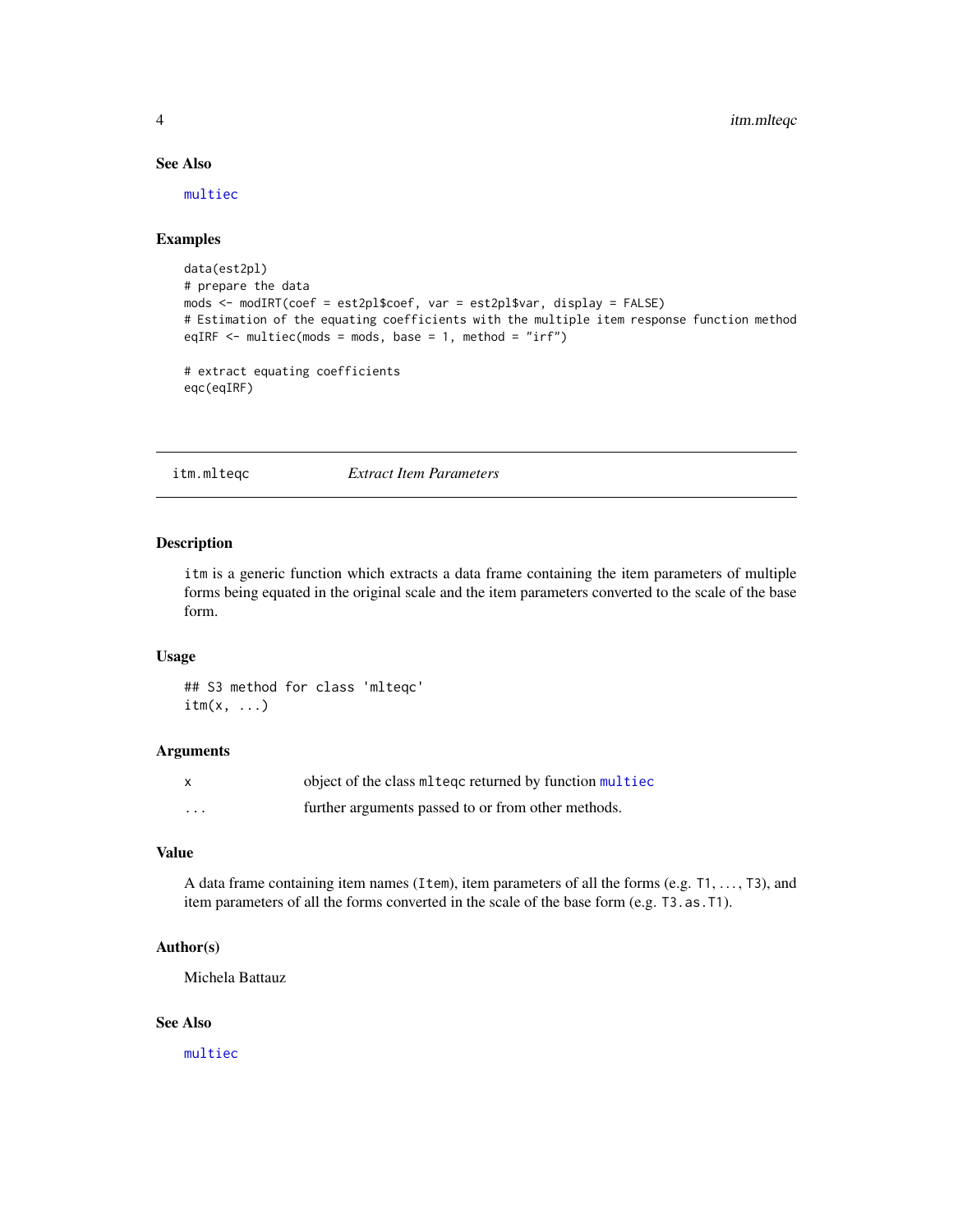## See Also

multiec

## Examples

```
data(est2pl)
# prepare the data
mods <- modIRT(coef = est2pl$coef, var = est2pl$var, display = FALSE)
# Estimation of the equating coefficients with the multiple item response function method
eqIRF <- multiec(mods = mods, base = 1, method = "irf")

# extract equating coefficients
eqc(eqIRF)
```

---

# itm.mlteqc *Extract Item Parameters*

---

## Description

`itm` is a generic function which extracts a data frame containing the item parameters of multiple forms being equated in the original scale and the item parameters converted to the scale of the base form.

## Usage

```
## S3 method for class 'mlteqc'
itm(x, ...)
```

## Arguments

| | |
|---|---|
| x | object of the class `mlteqc` returned by function `multiec` |
| ... | further arguments passed to or from other methods. |

## Value

A data frame containing item names (`Item`), item parameters of all the forms (e.g. `T1`, ..., `T3`), and item parameters of all the forms converted in the scale of the base form (e.g. `T3.as.T1`).

## Author(s)

Michela Battauz

## See Also

multiec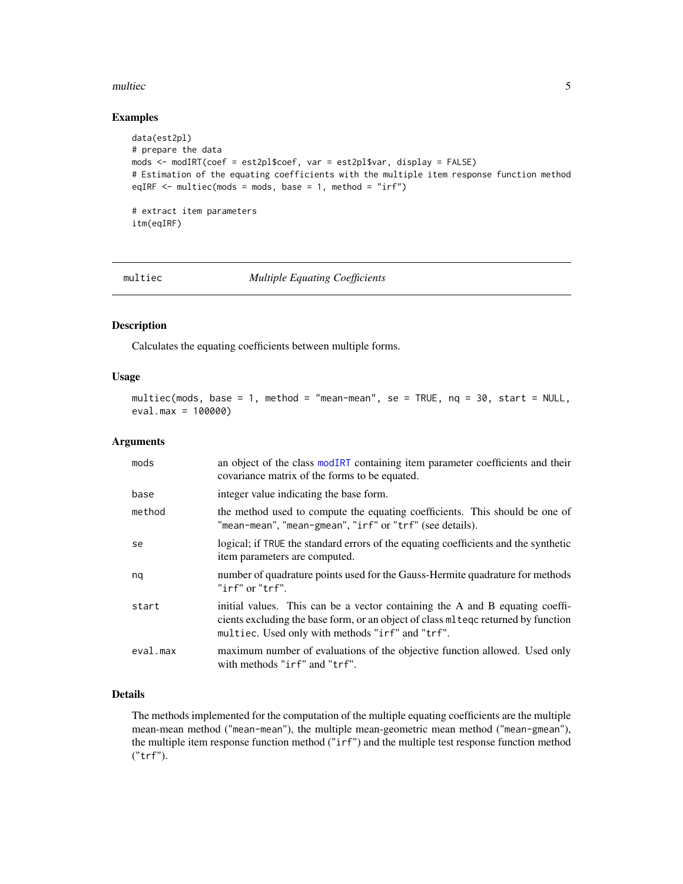## Examples

```
data(est2pl)
# prepare the data
mods <- modIRT(coef = est2pl$coef, var = est2pl$var, display = FALSE)
# Estimation of the equating coefficients with the multiple item response function method
eqIRF <- multiec(mods = mods, base = 1, method = "irf")

# extract item parameters
itm(eqIRF)
```

---

# multiec — *Multiple Equating Coefficients*

## Description

Calculates the equating coefficients between multiple forms.

## Usage

```
multiec(mods, base = 1, method = "mean-mean", se = TRUE, nq = 30, start = NULL,
eval.max = 100000)
```

## Arguments

| | |
|---|---|
| `mods` | an object of the class `modIRT` containing item parameter coefficients and their covariance matrix of the forms to be equated. |
| `base` | integer value indicating the base form. |
| `method` | the method used to compute the equating coefficients. This should be one of `"mean-mean"`, `"mean-gmean"`, `"irf"` or `"trf"` (see details). |
| `se` | logical; if `TRUE` the standard errors of the equating coefficients and the synthetic item parameters are computed. |
| `nq` | number of quadrature points used for the Gauss-Hermite quadrature for methods `"irf"` or `"trf"`. |
| `start` | initial values. This can be a vector containing the A and B equating coefficients excluding the base form, or an object of class `mlteqc` returned by function `multiec`. Used only with methods `"irf"` and `"trf"`. |
| `eval.max` | maximum number of evaluations of the objective function allowed. Used only with methods `"irf"` and `"trf"`. |

## Details

The methods implemented for the computation of the multiple equating coefficients are the multiple mean-mean method (`"mean-mean"`), the multiple mean-geometric mean method (`"mean-gmean"`), the multiple item response function method (`"irf"`) and the multiple test response function method (`"trf"`).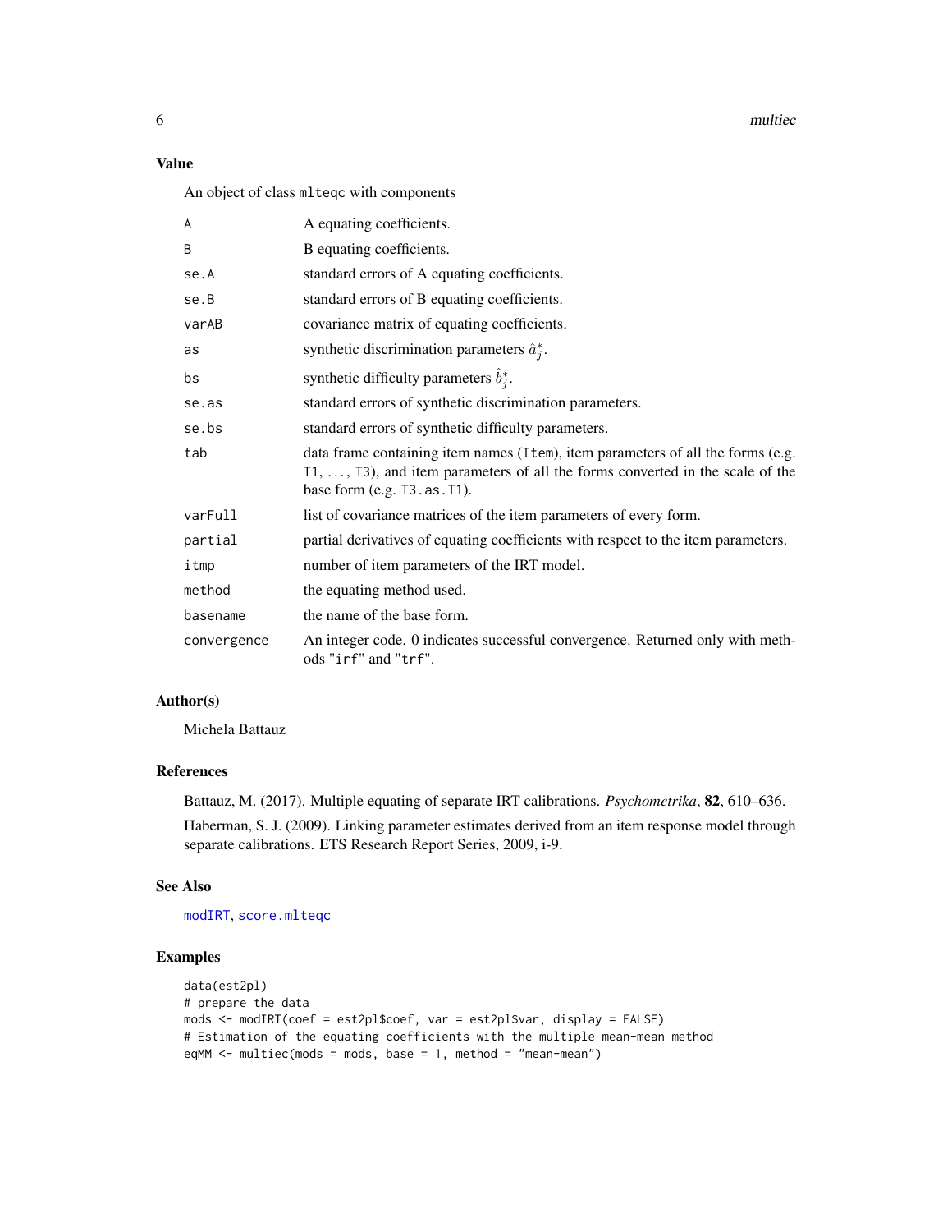## Value

An object of class `mlteqc` with components

| | |
|---|---|
| A | A equating coefficients. |
| B | B equating coefficients. |
| se.A | standard errors of A equating coefficients. |
| se.B | standard errors of B equating coefficients. |
| varAB | covariance matrix of equating coefficients. |
| as | synthetic discrimination parameters $\hat{a}_j^*$. |
| bs | synthetic difficulty parameters $\hat{b}_j^*$. |
| se.as | standard errors of synthetic discrimination parameters. |
| se.bs | standard errors of synthetic difficulty parameters. |
| tab | data frame containing item names (`Item`), item parameters of all the forms (e.g. `T1`, ..., `T3`), and item parameters of all the forms converted in the scale of the base form (e.g. `T3.as.T1`). |
| varFull | list of covariance matrices of the item parameters of every form. |
| partial | partial derivatives of equating coefficients with respect to the item parameters. |
| itmp | number of item parameters of the IRT model. |
| method | the equating method used. |
| basename | the name of the base form. |
| convergence | An integer code. 0 indicates successful convergence. Returned only with methods `"irf"` and `"trf"`. |

## Author(s)

Michela Battauz

## References

Battauz, M. (2017). Multiple equating of separate IRT calibrations. *Psychometrika*, **82**, 610–636.

Haberman, S. J. (2009). Linking parameter estimates derived from an item response model through separate calibrations. ETS Research Report Series, 2009, i-9.

## See Also

`modIRT`, `score.mlteqc`

## Examples

```
data(est2pl)
# prepare the data
mods <- modIRT(coef = est2pl$coef, var = est2pl$var, display = FALSE)
# Estimation of the equating coefficients with the multiple mean-mean method
eqMM <- multiec(mods = mods, base = 1, method = "mean-mean")
```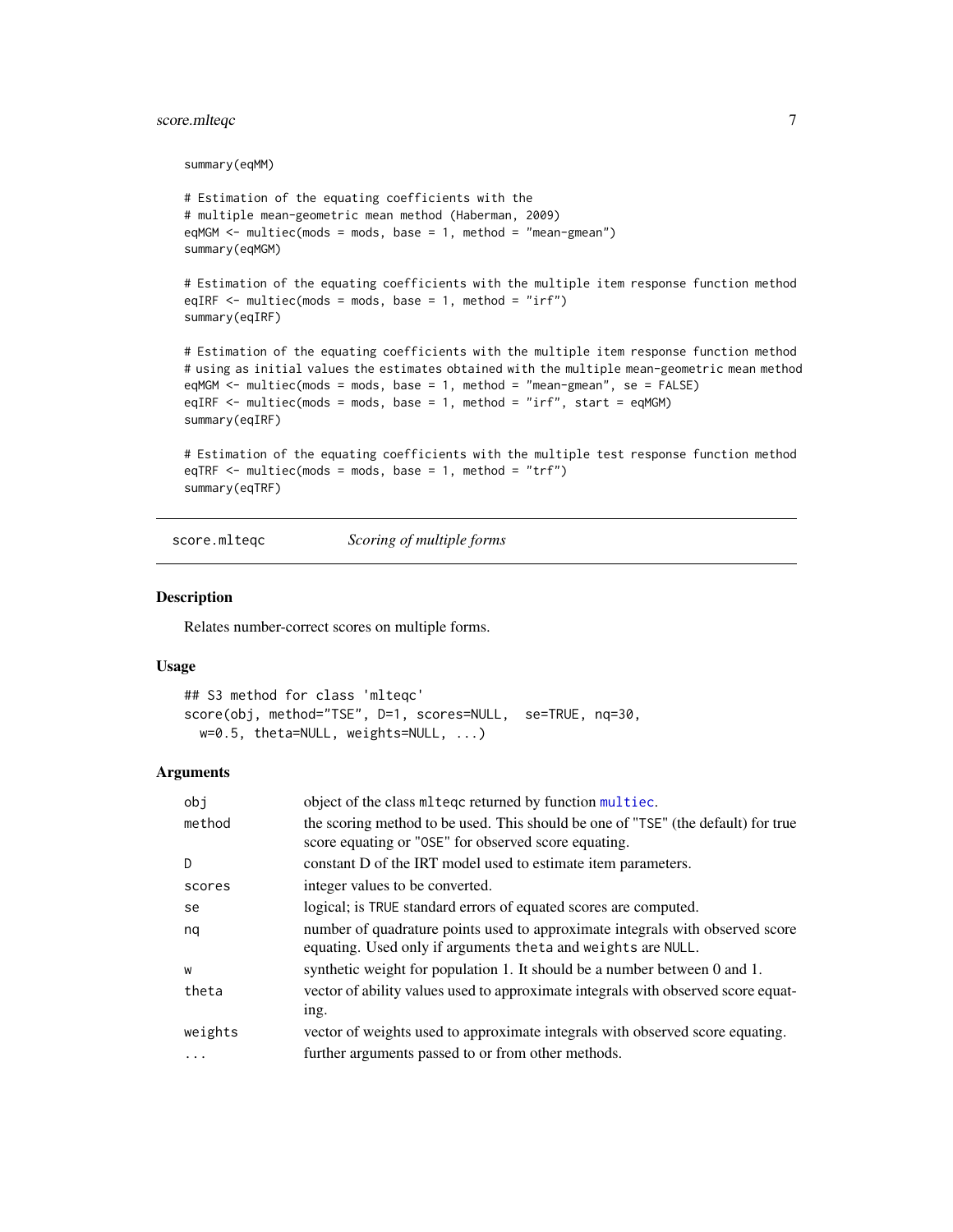```
summary(eqMM)

# Estimation of the equating coefficients with the
# multiple mean-geometric mean method (Haberman, 2009)
eqMGM <- multiec(mods = mods, base = 1, method = "mean-gmean")
summary(eqMGM)

# Estimation of the equating coefficients with the multiple item response function method
eqIRF <- multiec(mods = mods, base = 1, method = "irf")
summary(eqIRF)

# Estimation of the equating coefficients with the multiple item response function method
# using as initial values the estimates obtained with the multiple mean-geometric mean method
eqMGM <- multiec(mods = mods, base = 1, method = "mean-gmean", se = FALSE)
eqIRF <- multiec(mods = mods, base = 1, method = "irf", start = eqMGM)
summary(eqIRF)

# Estimation of the equating coefficients with the multiple test response function method
eqTRF <- multiec(mods = mods, base = 1, method = "trf")
summary(eqTRF)
```

---

## score.mlteqc *Scoring of multiple forms*

---

### Description

Relates number-correct scores on multiple forms.

### Usage

```
## S3 method for class 'mlteqc'
score(obj, method="TSE", D=1, scores=NULL,  se=TRUE, nq=30,
  w=0.5, theta=NULL, weights=NULL, ...)
```

### Arguments

| | |
|---|---|
| `obj` | object of the class `mlteqc` returned by function `multiec`. |
| `method` | the scoring method to be used. This should be one of "`TSE`" (the default) for true score equating or "`OSE`" for observed score equating. |
| `D` | constant D of the IRT model used to estimate item parameters. |
| `scores` | integer values to be converted. |
| `se` | logical; is `TRUE` standard errors of equated scores are computed. |
| `nq` | number of quadrature points used to approximate integrals with observed score equating. Used only if arguments `theta` and `weights` are `NULL`. |
| `w` | synthetic weight for population 1. It should be a number between 0 and 1. |
| `theta` | vector of ability values used to approximate integrals with observed score equating. |
| `weights` | vector of weights used to approximate integrals with observed score equating. |
| `...` | further arguments passed to or from other methods. |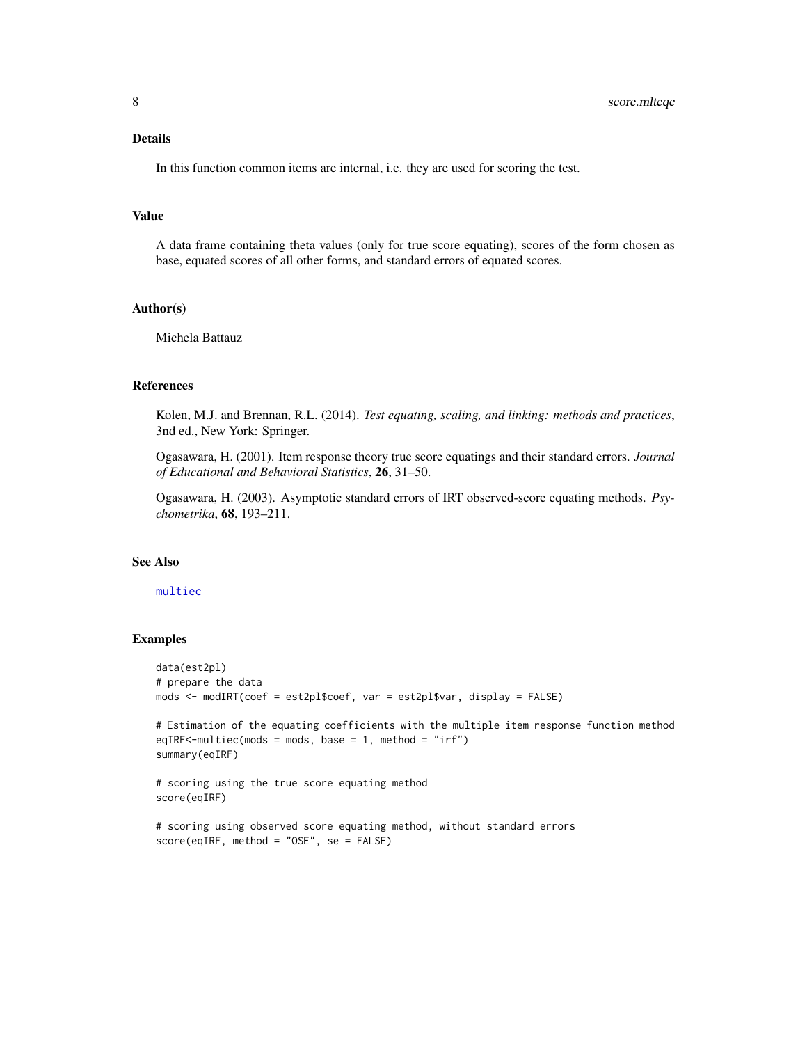## Details

In this function common items are internal, i.e. they are used for scoring the test.

## Value

A data frame containing theta values (only for true score equating), scores of the form chosen as base, equated scores of all other forms, and standard errors of equated scores.

## Author(s)

Michela Battauz

## References

Kolen, M.J. and Brennan, R.L. (2014). *Test equating, scaling, and linking: methods and practices*, 3nd ed., New York: Springer.

Ogasawara, H. (2001). Item response theory true score equatings and their standard errors. *Journal of Educational and Behavioral Statistics*, **26**, 31–50.

Ogasawara, H. (2003). Asymptotic standard errors of IRT observed-score equating methods. *Psychometrika*, **68**, 193–211.

## See Also

multiec

## Examples

```
data(est2pl)
# prepare the data
mods <- modIRT(coef = est2pl$coef, var = est2pl$var, display = FALSE)

# Estimation of the equating coefficients with the multiple item response function method
eqIRF<-multiec(mods = mods, base = 1, method = "irf")
summary(eqIRF)

# scoring using the true score equating method
score(eqIRF)

# scoring using observed score equating method, without standard errors
score(eqIRF, method = "OSE", se = FALSE)
```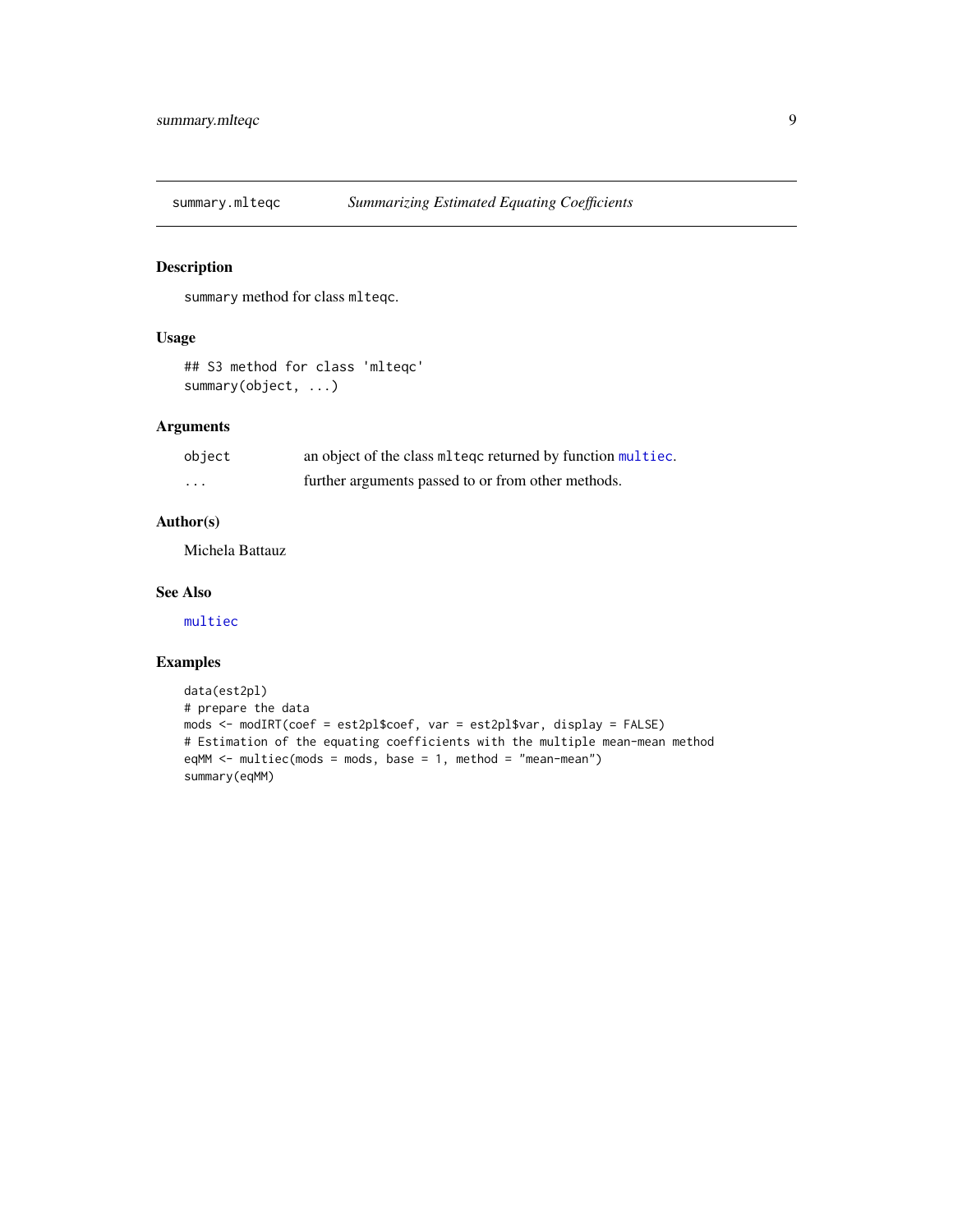# summary.mlteqc — *Summarizing Estimated Equating Coefficients*

## Description

`summary` method for class `mlteqc`.

## Usage

```
## S3 method for class 'mlteqc'
summary(object, ...)
```

## Arguments

| | |
|---|---|
| `object` | an object of the class `mlteqc` returned by function `multiec`. |
| `...` | further arguments passed to or from other methods. |

## Author(s)

Michela Battauz

## See Also

`multiec`

## Examples

```
data(est2pl)
# prepare the data
mods <- modIRT(coef = est2pl$coef, var = est2pl$var, display = FALSE)
# Estimation of the equating coefficients with the multiple mean-mean method
eqMM <- multiec(mods = mods, base = 1, method = "mean-mean")
summary(eqMM)
```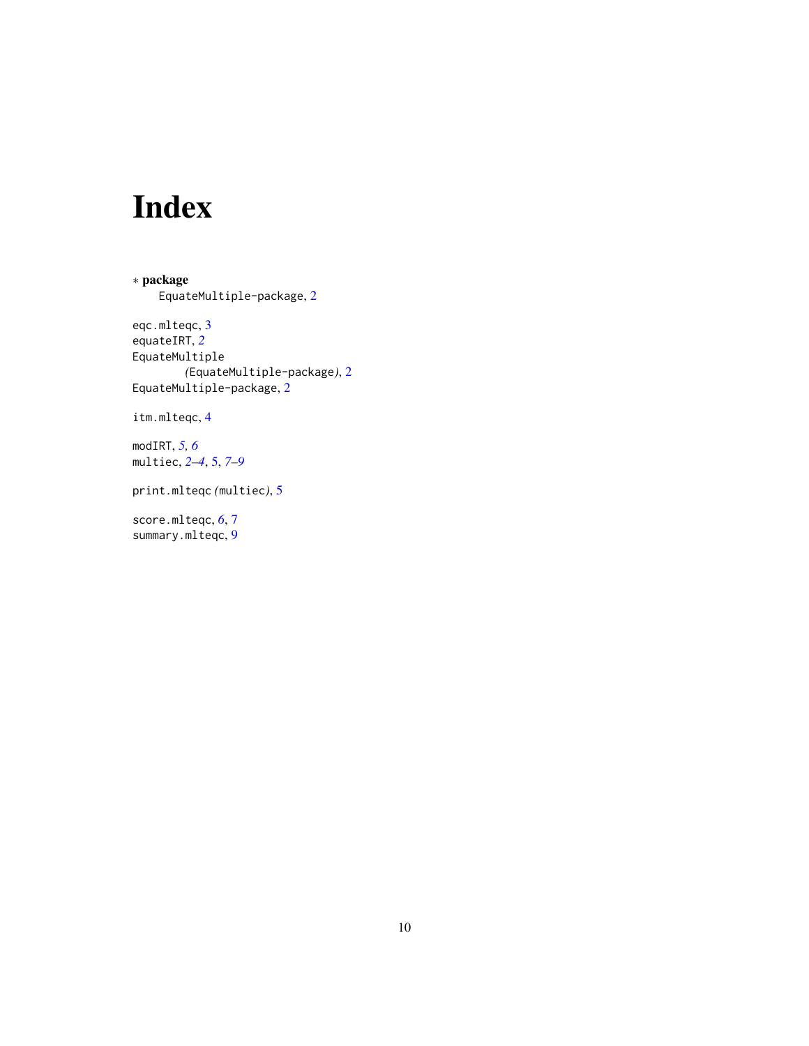# Index

∗ **package**
    EquateMultiple-package, 2

eqc.mlteqc, 3
equateIRT, *2*
EquateMultiple
        *(*EquateMultiple-package*)*, 2
EquateMultiple-package, 2

itm.mlteqc, 4

modIRT, *5, 6*
multiec, *2–4*, 5, *7–9*

print.mlteqc *(*multiec*)*, 5

score.mlteqc, *6*, 7
summary.mlteqc, 9